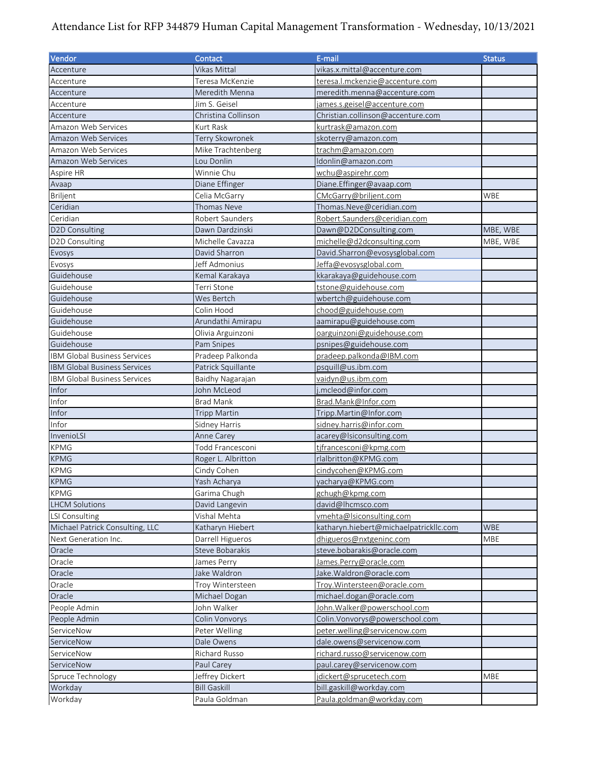# Attendance List for RFP 344879 Human Capital Management Transformation - Wednesday, 10/13/2021

| Vendor | Contact | E-mail | Status |
|---|---|---|---|
| Accenture | Vikas Mittal | vikas.x.mittal@accenture.com | |
| Accenture | Teresa McKenzie | teresa.l.mckenzie@accenture.com | |
| Accenture | Meredith Menna | meredith.menna@accenture.com | |
| Accenture | Jim S. Geisel | james.s.geisel@accenture.com | |
| Accenture | Christina Collinson | Christian.collinson@accenture.com | |
| Amazon Web Services | Kurt Rask | kurtrask@amazon.com | |
| Amazon Web Services | Terry Skowronek | skoterry@amazon.com | |
| Amazon Web Services | Mike Trachtenberg | trachm@amazon.com | |
| Amazon Web Services | Lou Donlin | ldonlin@amazon.com | |
| Aspire HR | Winnie Chu | wchu@aspirehr.com | |
| Avaap | Diane Effinger | Diane.Effinger@avaap.com | |
| Briljent | Celia McGarry | CMcGarry@briljent.com | WBE |
| Ceridian | Thomas Neve | Thomas.Neve@ceridian.com | |
| Ceridian | Robert Saunders | Robert.Saunders@ceridian.com | |
| D2D Consulting | Dawn Dardzinski | Dawn@D2DConsulting.com | MBE, WBE |
| D2D Consulting | Michelle Cavazza | michelle@d2dconsulting.com | MBE, WBE |
| Evosys | David Sharron | David.Sharron@evosysglobal.com | |
| Evosys | Jeff Admonius | Jeffa@evosysglobal.com | |
| Guidehouse | Kemal Karakaya | kkarakaya@guidehouse.com | |
| Guidehouse | Terri Stone | tstone@guidehouse.com | |
| Guidehouse | Wes Bertch | wbertch@guidehouse.com | |
| Guidehouse | Colin Hood | chood@guidehouse.com | |
| Guidehouse | Arundathi Amirapu | aamirapu@guidehouse.com | |
| Guidehouse | Olivia Arguinzoni | oarguinzoni@guidehouse.com | |
| Guidehouse | Pam Snipes | psnipes@guidehouse.com | |
| IBM Global Business Services | Pradeep Palkonda | pradeep.palkonda@IBM.com | |
| IBM Global Business Services | Patrick Squillante | psquill@us.ibm.com | |
| IBM Global Business Services | Baidhy Nagarajan | vaidyn@us.ibm.com | |
| Infor | John McLeod | j.mcleod@infor.com | |
| Infor | Brad Mank | Brad.Mank@Infor.com | |
| Infor | Tripp Martin | Tripp.Martin@Infor.com | |
| Infor | Sidney Harris | sidney.harris@infor.com | |
| InvenioLSI | Anne Carey | acarey@lsiconsulting.com | |
| KPMG | Todd Francesconi | tjfrancesconi@kpmg.com | |
| KPMG | Roger L. Albritton | rlalbritton@KPMG.com | |
| KPMG | Cindy Cohen | cindycohen@KPMG.com | |
| KPMG | Yash Acharya | yacharya@KPMG.com | |
| KPMG | Garima Chugh | gchugh@kpmg.com | |
| LHCM Solutions | David Langevin | david@lhcmsco.com | |
| LSI Consulting | Vishal Mehta | vmehta@lsiconsulting.com | |
| Michael Patrick Consulting, LLC | Katharyn Hiebert | katharyn.hiebert@michaelpatrickllc.com | WBE |
| Next Generation Inc. | Darrell Higueros | dhigueros@nxtgeninc.com | MBE |
| Oracle | Steve Bobarakis | steve.bobarakis@oracle.com | |
| Oracle | James Perry | James.Perry@oracle.com | |
| Oracle | Jake Waldron | Jake.Waldron@oracle.com | |
| Oracle | Troy Wintersteen | Troy.Wintersteen@oracle.com | |
| Oracle | Michael Dogan | michael.dogan@oracle.com | |
| People Admin | John Walker | John.Walker@powerschool.com | |
| People Admin | Colin Vonvorys | Colin.Vonvorys@powerschool.com | |
| ServiceNow | Peter Welling | peter.welling@servicenow.com | |
| ServiceNow | Dale Owens | dale.owens@servicenow.com | |
| ServiceNow | Richard Russo | richard.russo@servicenow.com | |
| ServiceNow | Paul Carey | paul.carey@servicenow.com | |
| Spruce Technology | Jeffrey Dickert | jdickert@sprucetech.com | MBE |
| Workday | Bill Gaskill | bill.gaskill@workday.com | |
| Workday | Paula Goldman | Paula.goldman@workday.com | |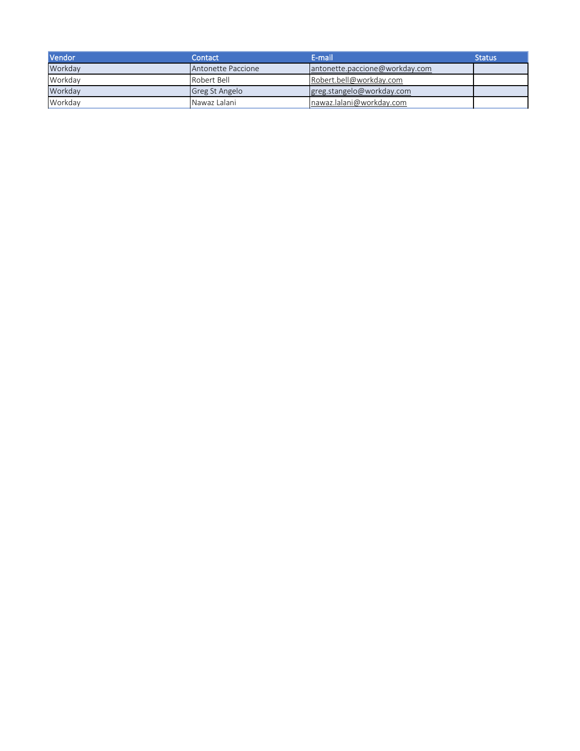| Vendor | Contact | E-mail | Status |
| --- | --- | --- | --- |
| Workday | Antonette Paccione | antonette.paccione@workday.com | |
| Workday | Robert Bell | Robert.bell@workday.com | |
| Workday | Greg St Angelo | greg.stangelo@workday.com | |
| Workday | Nawaz Lalani | nawaz.lalani@workday.com | |